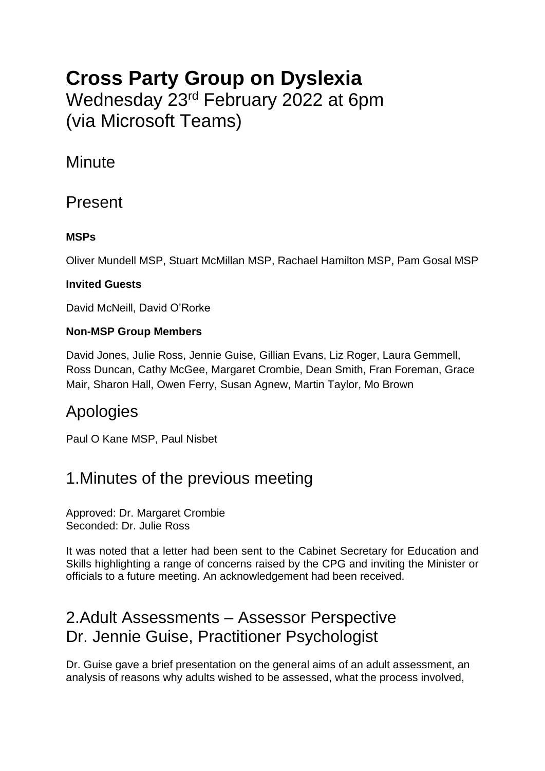# Cross Party Group on Dyslexia

Wednesday 23rd February 2022 at 6pm
(via Microsoft Teams)

## Minute

## Present

**MSPs**

Oliver Mundell MSP, Stuart McMillan MSP, Rachael Hamilton MSP, Pam Gosal MSP

**Invited Guests**

David McNeill, David O'Rorke

**Non-MSP Group Members**

David Jones, Julie Ross, Jennie Guise, Gillian Evans, Liz Roger, Laura Gemmell, Ross Duncan, Cathy McGee, Margaret Crombie, Dean Smith, Fran Foreman, Grace Mair, Sharon Hall, Owen Ferry, Susan Agnew, Martin Taylor, Mo Brown

## Apologies

Paul O Kane MSP, Paul Nisbet

## 1.Minutes of the previous meeting

Approved: Dr. Margaret Crombie
Seconded: Dr. Julie Ross

It was noted that a letter had been sent to the Cabinet Secretary for Education and Skills highlighting a range of concerns raised by the CPG and inviting the Minister or officials to a future meeting. An acknowledgement had been received.

## 2.Adult Assessments – Assessor Perspective
## Dr. Jennie Guise, Practitioner Psychologist

Dr. Guise gave a brief presentation on the general aims of an adult assessment, an analysis of reasons why adults wished to be assessed, what the process involved,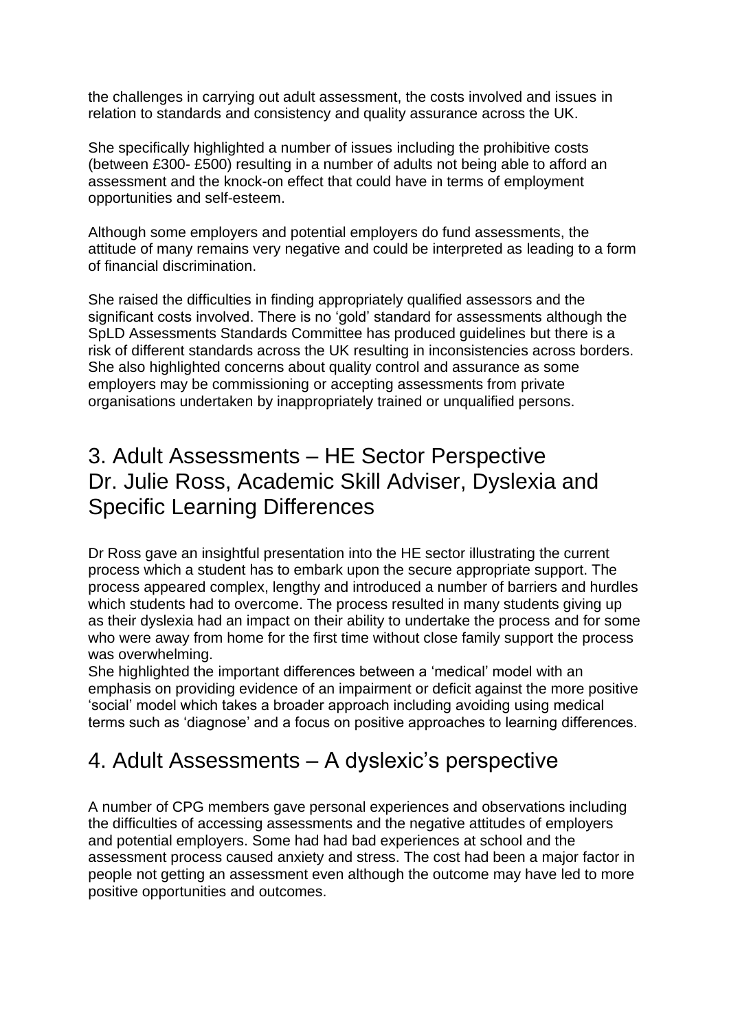the challenges in carrying out adult assessment, the costs involved and issues in relation to standards and consistency and quality assurance across the UK.

She specifically highlighted a number of issues including the prohibitive costs (between £300- £500) resulting in a number of adults not being able to afford an assessment and the knock-on effect that could have in terms of employment opportunities and self-esteem.

Although some employers and potential employers do fund assessments, the attitude of many remains very negative and could be interpreted as leading to a form of financial discrimination.

She raised the difficulties in finding appropriately qualified assessors and the significant costs involved. There is no 'gold' standard for assessments although the SpLD Assessments Standards Committee has produced guidelines but there is a risk of different standards across the UK resulting in inconsistencies across borders. She also highlighted concerns about quality control and assurance as some employers may be commissioning or accepting assessments from private organisations undertaken by inappropriately trained or unqualified persons.

## 3. Adult Assessments – HE Sector Perspective Dr. Julie Ross, Academic Skill Adviser, Dyslexia and Specific Learning Differences

Dr Ross gave an insightful presentation into the HE sector illustrating the current process which a student has to embark upon the secure appropriate support. The process appeared complex, lengthy and introduced a number of barriers and hurdles which students had to overcome. The process resulted in many students giving up as their dyslexia had an impact on their ability to undertake the process and for some who were away from home for the first time without close family support the process was overwhelming.
She highlighted the important differences between a 'medical' model with an emphasis on providing evidence of an impairment or deficit against the more positive 'social' model which takes a broader approach including avoiding using medical terms such as 'diagnose' and a focus on positive approaches to learning differences.

## 4. Adult Assessments – A dyslexic's perspective

A number of CPG members gave personal experiences and observations including the difficulties of accessing assessments and the negative attitudes of employers and potential employers. Some had had bad experiences at school and the assessment process caused anxiety and stress. The cost had been a major factor in people not getting an assessment even although the outcome may have led to more positive opportunities and outcomes.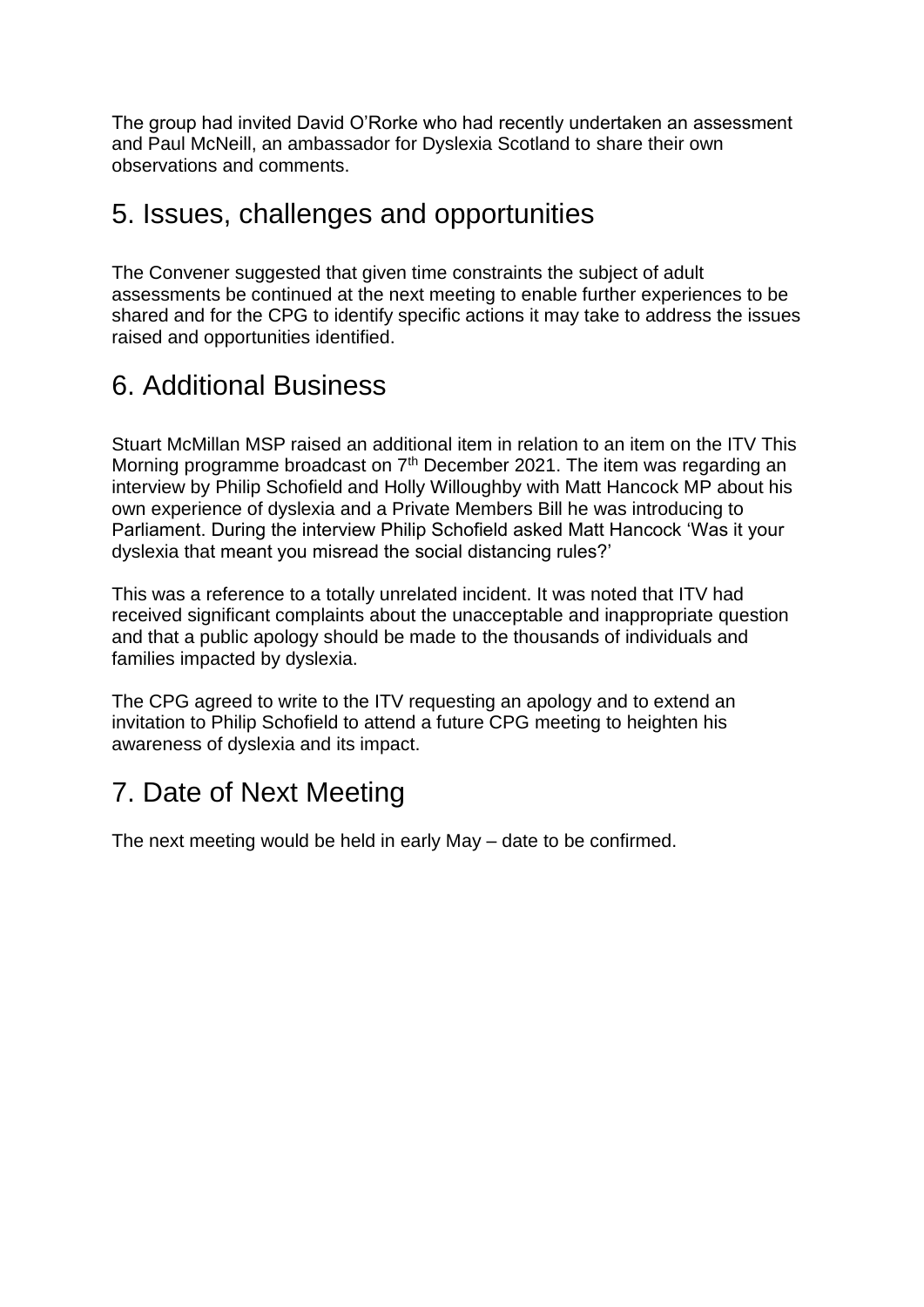The group had invited David O'Rorke who had recently undertaken an assessment and Paul McNeill, an ambassador for Dyslexia Scotland to share their own observations and comments.

## 5. Issues, challenges and opportunities

The Convener suggested that given time constraints the subject of adult assessments be continued at the next meeting to enable further experiences to be shared and for the CPG to identify specific actions it may take to address the issues raised and opportunities identified.

## 6. Additional Business

Stuart McMillan MSP raised an additional item in relation to an item on the ITV This Morning programme broadcast on 7th December 2021. The item was regarding an interview by Philip Schofield and Holly Willoughby with Matt Hancock MP about his own experience of dyslexia and a Private Members Bill he was introducing to Parliament. During the interview Philip Schofield asked Matt Hancock 'Was it your dyslexia that meant you misread the social distancing rules?'

This was a reference to a totally unrelated incident. It was noted that ITV had received significant complaints about the unacceptable and inappropriate question and that a public apology should be made to the thousands of individuals and families impacted by dyslexia.

The CPG agreed to write to the ITV requesting an apology and to extend an invitation to Philip Schofield to attend a future CPG meeting to heighten his awareness of dyslexia and its impact.

## 7. Date of Next Meeting

The next meeting would be held in early May – date to be confirmed.